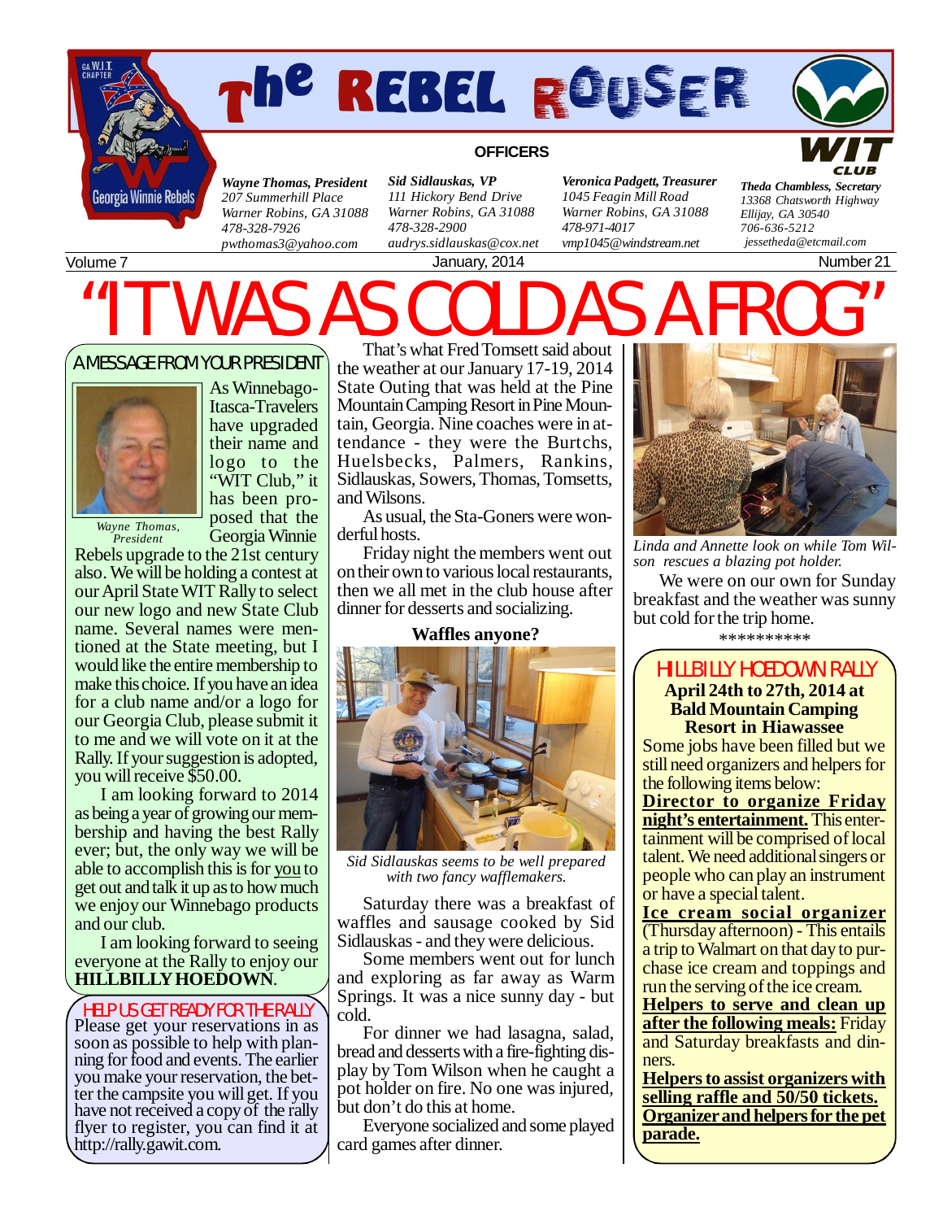# The REBEL ROUSER

GA W.I.T. CHAPTER

Georgia Winnie Rebels

WIT CLUB

**OFFICERS**

***Wayne Thomas, President***
*207 Summerhill Place*
*Warner Robins, GA 31088*
*478-328-7926*
*pwthomas3@yahoo.com*

***Sid Sidlauskas, VP***
*111 Hickory Bend Drive*
*Warner Robins, GA 31088*
*478-328-2900*
*audrys.sidlauskas@cox.net*

***Veronica Padgett, Treasurer***
*1045 Feagin Mill Road*
*Warner Robins, GA 31088*
*478-971-4017*
*vmp1045@windstream.net*

***Theda Chambless, Secretary***
*13368 Chatsworth Highway*
*Ellijay, GA 30540*
*706-636-5212*
*jessetheda@etcmail.com*

Volume 7 | January, 2014 | Number 21

# "IT WAS AS COLD AS A FROG"

## A MESSAGE FROM YOUR PRESIDENT

*Wayne Thomas, President*

As Winnebago-Itasca-Travelers have upgraded their name and logo to the "WIT Club," it has been proposed that the Georgia Winnie Rebels upgrade to the 21st century also. We will be holding a contest at our April State WIT Rally to select our new logo and new State Club name. Several names were mentioned at the State meeting, but I would like the entire membership to make this choice. If you have an idea for a club name and/or a logo for our Georgia Club, please submit it to me and we will vote on it at the Rally. If your suggestion is adopted, you will receive $50.00.

I am looking forward to 2014 as being a year of growing our membership and having the best Rally ever; but, the only way we will be able to accomplish this is for you to get out and talk it up as to how much we enjoy our Winnebago products and our club.

I am looking forward to seeing everyone at the Rally to enjoy our **HILLBILLY HOEDOWN**.

## HELP US GET READY FOR THE RALLY

Please get your reservations in as soon as possible to help with planning for food and events. The earlier you make your reservation, the better the campsite you will get. If you have not received a copy of the rally flyer to register, you can find it at http://rally.gawit.com.

That's what Fred Tomsett said about the weather at our January 17-19, 2014 State Outing that was held at the Pine Mountain Camping Resort in Pine Mountain, Georgia. Nine coaches were in attendance - they were the Burtchs, Huelsbecks, Palmers, Rankins, Sidlauskas, Sowers, Thomas, Tomsetts, and Wilsons.

As usual, the Sta-Goners were wonderful hosts.

Friday night the members went out on their own to various local restaurants, then we all met in the club house after dinner for desserts and socializing.

**Waffles anyone?**

*Sid Sidlauskas seems to be well prepared with two fancy wafflemakers.*

Saturday there was a breakfast of waffles and sausage cooked by Sid Sidlauskas - and they were delicious.

Some members went out for lunch and exploring as far away as Warm Springs. It was a nice sunny day - but cold.

For dinner we had lasagna, salad, bread and desserts with a fire-fighting display by Tom Wilson when he caught a pot holder on fire. No one was injured, but don't do this at home.

Everyone socialized and some played card games after dinner.

*Linda and Annette look on while Tom Wilson rescues a blazing pot holder.*

We were on our own for Sunday breakfast and the weather was sunny but cold for the trip home.

**********

## HILLBILLY HOEDOWN RALLY

**April 24th to 27th, 2014 at Bald Mountain Camping Resort in Hiawassee**

Some jobs have been filled but we still need organizers and helpers for the following items below:

**Director to organize Friday night's entertainment.** This entertainment will be comprised of local talent. We need additional singers or people who can play an instrument or have a special talent.

**Ice cream social organizer** (Thursday afternoon) - This entails a trip to Walmart on that day to purchase ice cream and toppings and run the serving of the ice cream.

**Helpers to serve and clean up after the following meals:** Friday and Saturday breakfasts and dinners.

**Helpers to assist organizers with selling raffle and 50/50 tickets.**

**Organizer and helpers for the pet parade.**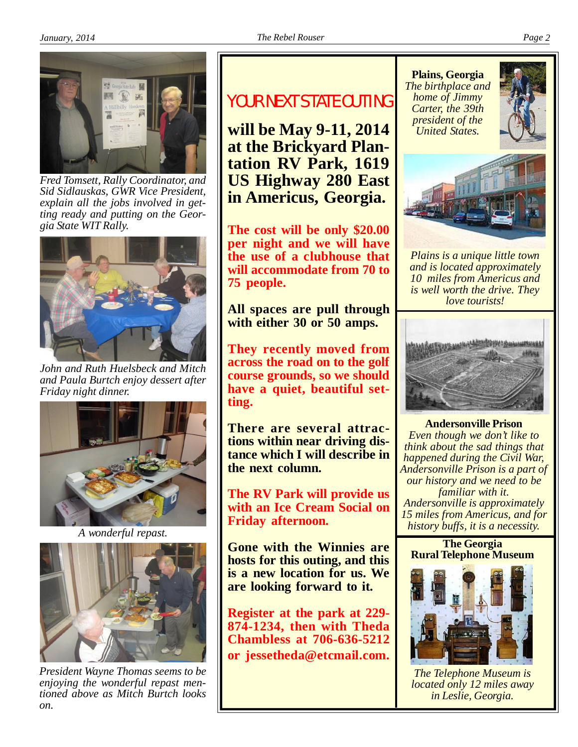Fred Tomsett, Rally Coordinator, and Sid Sidlauskas, GWR Vice President, explain all the jobs involved in getting ready and putting on the Georgia State WIT Rally.

John and Ruth Huelsbeck and Mitch and Paula Burtch enjoy dessert after Friday night dinner.

A wonderful repast.

President Wayne Thomas seems to be enjoying the wonderful repast mentioned above as Mitch Burtch looks on.

## YOUR NEXT STATE OUTING

**will be May 9-11, 2014 at the Brickyard Plantation RV Park, 1619 US Highway 280 East in Americus, Georgia.**

**The cost will be only $20.00 per night and we will have the use of a clubhouse that will accommodate from 70 to 75 people.**

**All spaces are pull through with either 30 or 50 amps.**

**They recently moved from across the road on to the golf course grounds, so we should have a quiet, beautiful setting.**

**There are several attractions within near driving distance which I will describe in the next column.**

**The RV Park will provide us with an Ice Cream Social on Friday afternoon.**

**Gone with the Winnies are hosts for this outing, and this is a new location for us. We are looking forward to it.**

**Register at the park at 229-874-1234, then with Theda Chambless at 706-636-5212 or jessetheda@etcmail.com.**

**Plains, Georgia**

*The birthplace and home of Jimmy Carter, the 39th president of the United States.*

*Plains is a unique little town and is located approximately 10 miles from Americus and is well worth the drive. They love tourists!*

**Andersonville Prison**

*Even though we don't like to think about the sad things that happened during the Civil War, Andersonville Prison is a part of our history and we need to be familiar with it. Andersonville is approximately 15 miles from Americus, and for history buffs, it is a necessity.*

**The Georgia Rural Telephone Museum**

*The Telephone Museum is located only 12 miles away in Leslie, Georgia.*